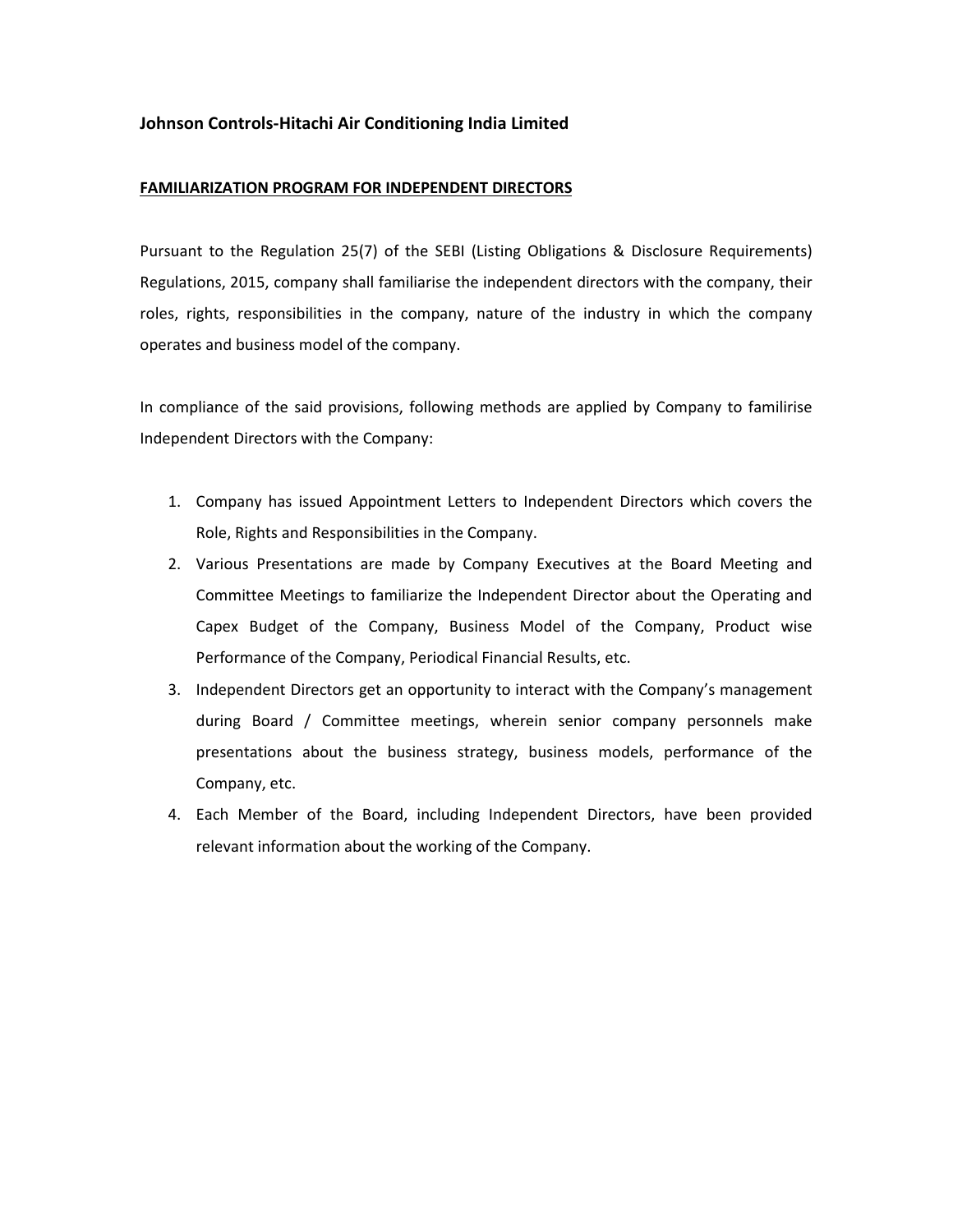**Johnson Controls-Hitachi Air Conditioning India Limited**

**FAMILIARIZATION PROGRAM FOR INDEPENDENT DIRECTORS**

Pursuant to the Regulation 25(7) of the SEBI (Listing Obligations & Disclosure Requirements) Regulations, 2015, company shall familiarise the independent directors with the company, their roles, rights, responsibilities in the company, nature of the industry in which the company operates and business model of the company.

In compliance of the said provisions, following methods are applied by Company to familirise Independent Directors with the Company:

1. Company has issued Appointment Letters to Independent Directors which covers the Role, Rights and Responsibilities in the Company.
2. Various Presentations are made by Company Executives at the Board Meeting and Committee Meetings to familiarize the Independent Director about the Operating and Capex Budget of the Company, Business Model of the Company, Product wise Performance of the Company, Periodical Financial Results, etc.
3. Independent Directors get an opportunity to interact with the Company's management during Board / Committee meetings, wherein senior company personnels make presentations about the business strategy, business models, performance of the Company, etc.
4. Each Member of the Board, including Independent Directors, have been provided relevant information about the working of the Company.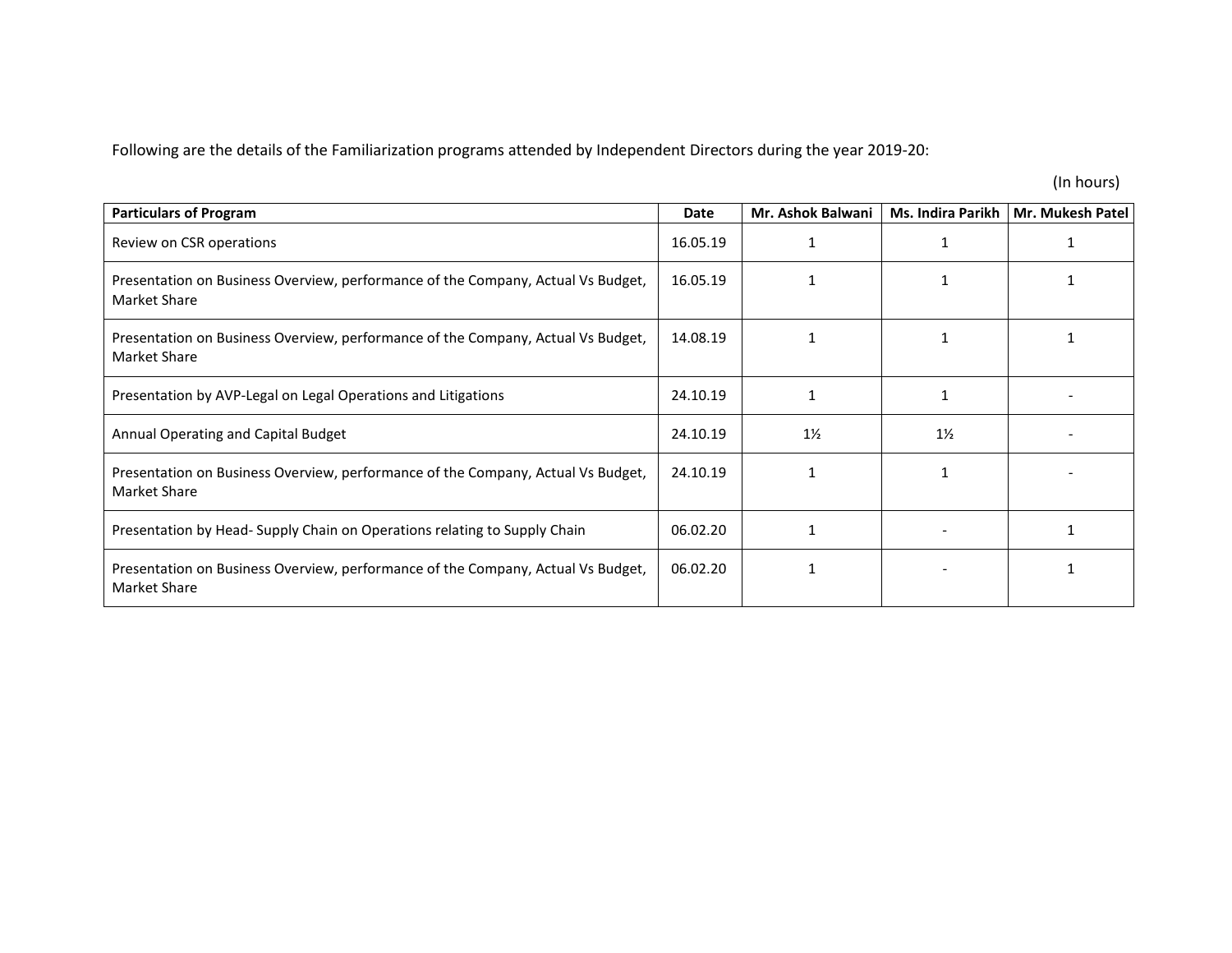Following are the details of the Familiarization programs attended by Independent Directors during the year 2019-20:

(In hours)

| Particulars of Program | Date | Mr. Ashok Balwani | Ms. Indira Parikh | Mr. Mukesh Patel |
|---|---|---|---|---|
| Review on CSR operations | 16.05.19 | 1 | 1 | 1 |
| Presentation on Business Overview, performance of the Company, Actual Vs Budget, Market Share | 16.05.19 | 1 | 1 | 1 |
| Presentation on Business Overview, performance of the Company, Actual Vs Budget, Market Share | 14.08.19 | 1 | 1 | 1 |
| Presentation by AVP-Legal on Legal Operations and Litigations | 24.10.19 | 1 | 1 | - |
| Annual Operating and Capital Budget | 24.10.19 | 1½ | 1½ | - |
| Presentation on Business Overview, performance of the Company, Actual Vs Budget, Market Share | 24.10.19 | 1 | 1 | - |
| Presentation by Head- Supply Chain on Operations relating to Supply Chain | 06.02.20 | 1 | - | 1 |
| Presentation on Business Overview, performance of the Company, Actual Vs Budget, Market Share | 06.02.20 | 1 | - | 1 |